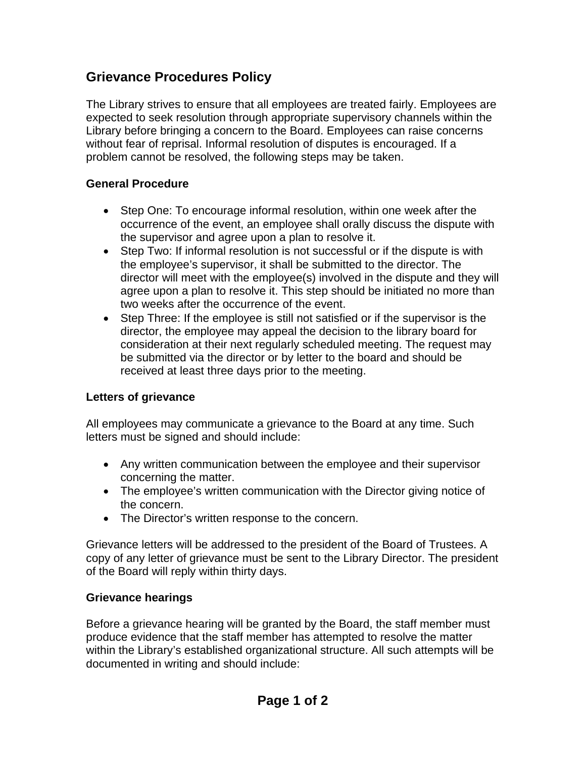# Grievance Procedures Policy

The Library strives to ensure that all employees are treated fairly. Employees are expected to seek resolution through appropriate supervisory channels within the Library before bringing a concern to the Board. Employees can raise concerns without fear of reprisal. Informal resolution of disputes is encouraged. If a problem cannot be resolved, the following steps may be taken.

## General Procedure

- Step One: To encourage informal resolution, within one week after the occurrence of the event, an employee shall orally discuss the dispute with the supervisor and agree upon a plan to resolve it.
- Step Two: If informal resolution is not successful or if the dispute is with the employee's supervisor, it shall be submitted to the director. The director will meet with the employee(s) involved in the dispute and they will agree upon a plan to resolve it. This step should be initiated no more than two weeks after the occurrence of the event.
- Step Three: If the employee is still not satisfied or if the supervisor is the director, the employee may appeal the decision to the library board for consideration at their next regularly scheduled meeting. The request may be submitted via the director or by letter to the board and should be received at least three days prior to the meeting.

## Letters of grievance

All employees may communicate a grievance to the Board at any time. Such letters must be signed and should include:

- Any written communication between the employee and their supervisor concerning the matter.
- The employee's written communication with the Director giving notice of the concern.
- The Director's written response to the concern.

Grievance letters will be addressed to the president of the Board of Trustees. A copy of any letter of grievance must be sent to the Library Director. The president of the Board will reply within thirty days.

## Grievance hearings

Before a grievance hearing will be granted by the Board, the staff member must produce evidence that the staff member has attempted to resolve the matter within the Library's established organizational structure. All such attempts will be documented in writing and should include: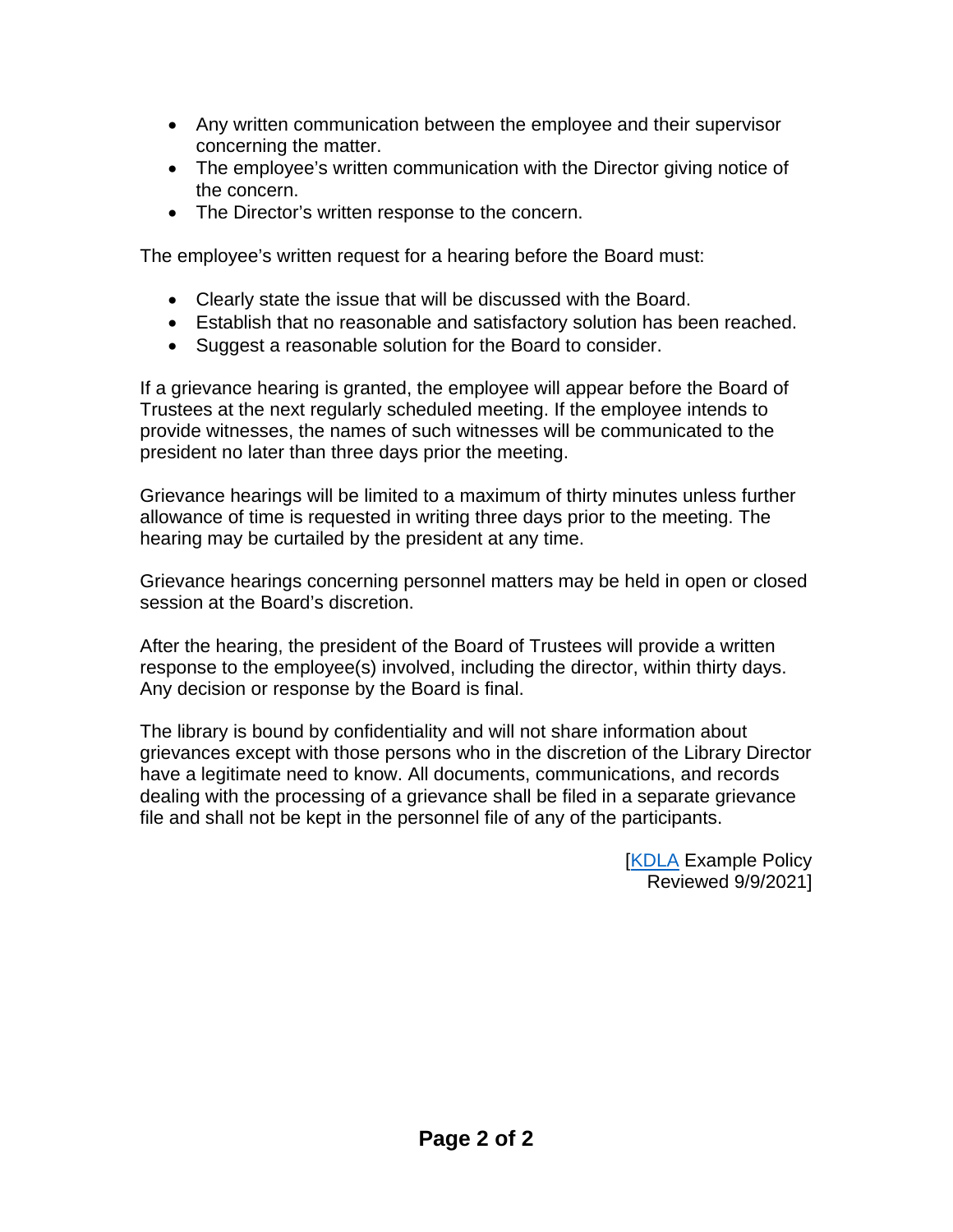- Any written communication between the employee and their supervisor concerning the matter.
- The employee's written communication with the Director giving notice of the concern.
- The Director's written response to the concern.

The employee's written request for a hearing before the Board must:

- Clearly state the issue that will be discussed with the Board.
- Establish that no reasonable and satisfactory solution has been reached.
- Suggest a reasonable solution for the Board to consider.

If a grievance hearing is granted, the employee will appear before the Board of Trustees at the next regularly scheduled meeting. If the employee intends to provide witnesses, the names of such witnesses will be communicated to the president no later than three days prior the meeting.

Grievance hearings will be limited to a maximum of thirty minutes unless further allowance of time is requested in writing three days prior to the meeting. The hearing may be curtailed by the president at any time.

Grievance hearings concerning personnel matters may be held in open or closed session at the Board's discretion.

After the hearing, the president of the Board of Trustees will provide a written response to the employee(s) involved, including the director, within thirty days. Any decision or response by the Board is final.

The library is bound by confidentiality and will not share information about grievances except with those persons who in the discretion of the Library Director have a legitimate need to know. All documents, communications, and records dealing with the processing of a grievance shall be filed in a separate grievance file and shall not be kept in the personnel file of any of the participants.

[KDLA Example Policy
Reviewed 9/9/2021]